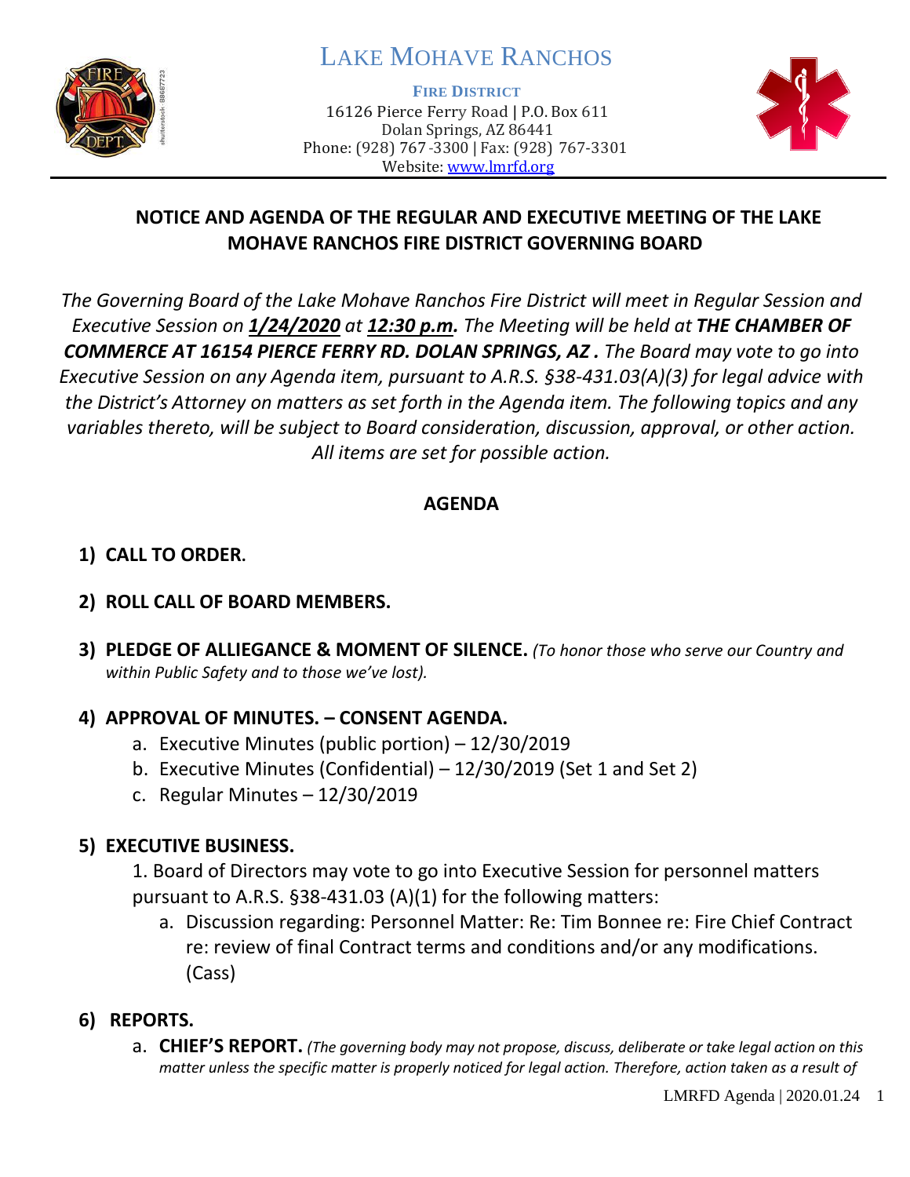# LAKE MOHAVE RANCHOS

**FIRE DISTRICT**
16126 Pierce Ferry Road | P.O. Box 611
Dolan Springs, AZ 86441
Phone: (928) 767-3300 | Fax: (928) 767-3301
Website: www.lmrfd.org

## NOTICE AND AGENDA OF THE REGULAR AND EXECUTIVE MEETING OF THE LAKE MOHAVE RANCHOS FIRE DISTRICT GOVERNING BOARD

*The Governing Board of the Lake Mohave Ranchos Fire District will meet in Regular Session and Executive Session on **1/24/2020** at **12:30 p.m.** The Meeting will be held at **THE CHAMBER OF COMMERCE AT 16154 PIERCE FERRY RD. DOLAN SPRINGS, AZ .** The Board may vote to go into Executive Session on any Agenda item, pursuant to A.R.S. §38-431.03(A)(3) for legal advice with the District's Attorney on matters as set forth in the Agenda item. The following topics and any variables thereto, will be subject to Board consideration, discussion, approval, or other action. All items are set for possible action.*

## AGENDA

1) **CALL TO ORDER.**

2) **ROLL CALL OF BOARD MEMBERS.**

3) **PLEDGE OF ALLIEGANCE & MOMENT OF SILENCE.** *(To honor those who serve our Country and within Public Safety and to those we've lost).*

4) **APPROVAL OF MINUTES. – CONSENT AGENDA.**
   a. Executive Minutes (public portion) – 12/30/2019
   b. Executive Minutes (Confidential) – 12/30/2019 (Set 1 and Set 2)
   c. Regular Minutes – 12/30/2019

5) **EXECUTIVE BUSINESS.**

   1. Board of Directors may vote to go into Executive Session for personnel matters pursuant to A.R.S. §38-431.03 (A)(1) for the following matters:
      a. Discussion regarding: Personnel Matter: Re: Tim Bonnee re: Fire Chief Contract re: review of final Contract terms and conditions and/or any modifications. (Cass)

6) **REPORTS.**
   a. **CHIEF'S REPORT.** *(The governing body may not propose, discuss, deliberate or take legal action on this matter unless the specific matter is properly noticed for legal action. Therefore, action taken as a result of*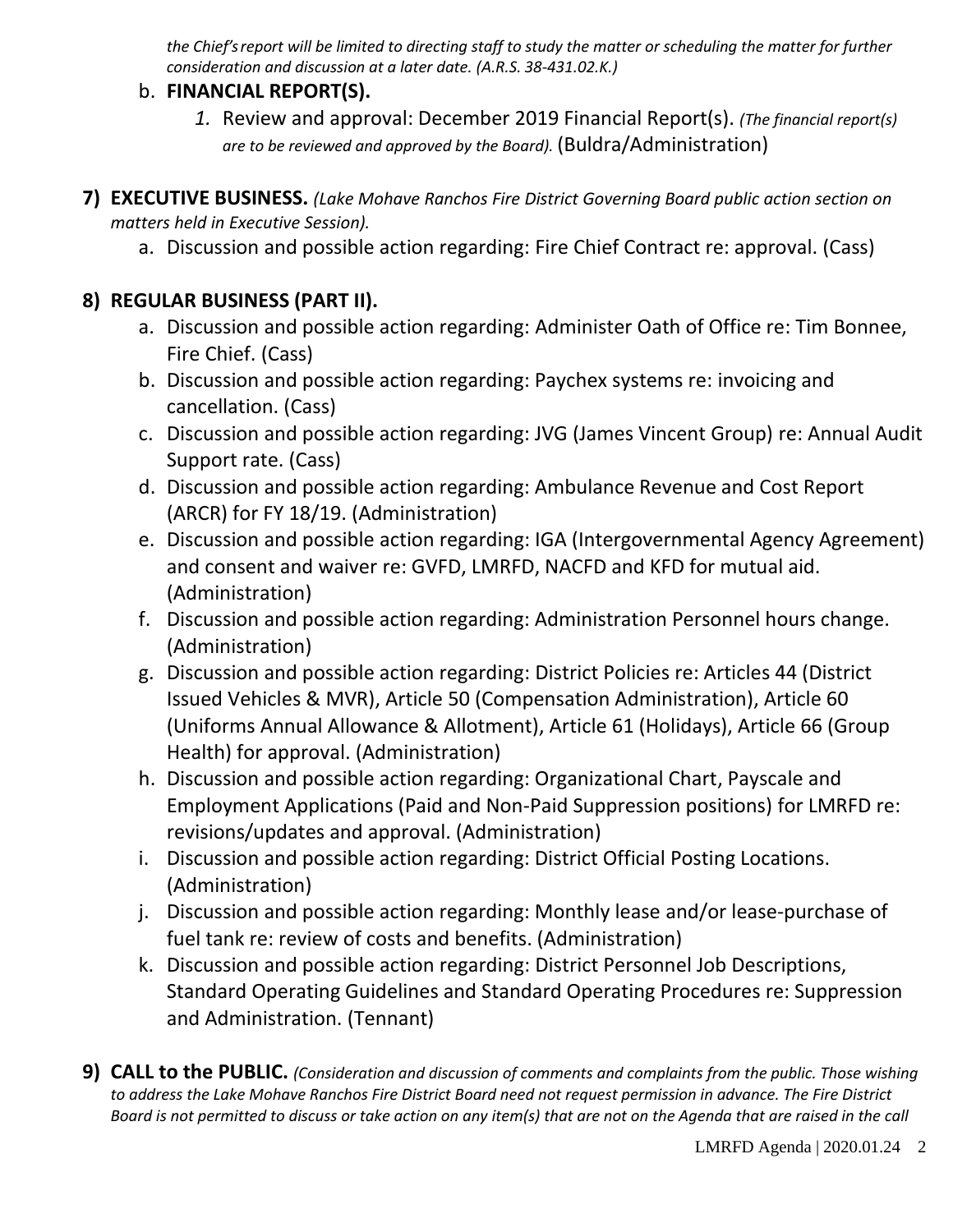*the Chief's report will be limited to directing staff to study the matter or scheduling the matter for further consideration and discussion at a later date. (A.R.S. 38-431.02.K.)*

b. **FINANCIAL REPORT(S).**
   1. Review and approval: December 2019 Financial Report(s). *(The financial report(s) are to be reviewed and approved by the Board).* (Buldra/Administration)

7) **EXECUTIVE BUSINESS.** *(Lake Mohave Ranchos Fire District Governing Board public action section on matters held in Executive Session).*
   a. Discussion and possible action regarding: Fire Chief Contract re: approval. (Cass)

8) **REGULAR BUSINESS (PART II).**
   a. Discussion and possible action regarding: Administer Oath of Office re: Tim Bonnee, Fire Chief. (Cass)
   b. Discussion and possible action regarding: Paychex systems re: invoicing and cancellation. (Cass)
   c. Discussion and possible action regarding: JVG (James Vincent Group) re: Annual Audit Support rate. (Cass)
   d. Discussion and possible action regarding: Ambulance Revenue and Cost Report (ARCR) for FY 18/19. (Administration)
   e. Discussion and possible action regarding: IGA (Intergovernmental Agency Agreement) and consent and waiver re: GVFD, LMRFD, NACFD and KFD for mutual aid. (Administration)
   f. Discussion and possible action regarding: Administration Personnel hours change. (Administration)
   g. Discussion and possible action regarding: District Policies re: Articles 44 (District Issued Vehicles & MVR), Article 50 (Compensation Administration), Article 60 (Uniforms Annual Allowance & Allotment), Article 61 (Holidays), Article 66 (Group Health) for approval. (Administration)
   h. Discussion and possible action regarding: Organizational Chart, Payscale and Employment Applications (Paid and Non-Paid Suppression positions) for LMRFD re: revisions/updates and approval. (Administration)
   i. Discussion and possible action regarding: District Official Posting Locations. (Administration)
   j. Discussion and possible action regarding: Monthly lease and/or lease-purchase of fuel tank re: review of costs and benefits. (Administration)
   k. Discussion and possible action regarding: District Personnel Job Descriptions, Standard Operating Guidelines and Standard Operating Procedures re: Suppression and Administration. (Tennant)

9) **CALL to the PUBLIC.** *(Consideration and discussion of comments and complaints from the public. Those wishing to address the Lake Mohave Ranchos Fire District Board need not request permission in advance. The Fire District Board is not permitted to discuss or take action on any item(s) that are not on the Agenda that are raised in the call*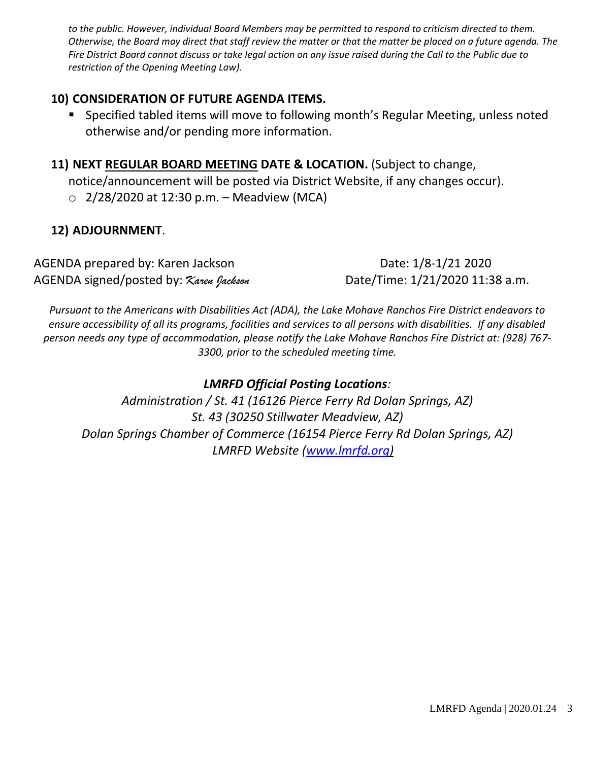*to the public. However, individual Board Members may be permitted to respond to criticism directed to them. Otherwise, the Board may direct that staff review the matter or that the matter be placed on a future agenda. The Fire District Board cannot discuss or take legal action on any issue raised during the Call to the Public due to restriction of the Opening Meeting Law).*

**10) CONSIDERATION OF FUTURE AGENDA ITEMS.**

- Specified tabled items will move to following month's Regular Meeting, unless noted otherwise and/or pending more information.

**11) NEXT REGULAR BOARD MEETING DATE & LOCATION.** (Subject to change, notice/announcement will be posted via District Website, if any changes occur).

- 2/28/2020 at 12:30 p.m. – Meadview (MCA)

**12) ADJOURNMENT**.

AGENDA prepared by: Karen Jackson Date: 1/8-1/21 2020
AGENDA signed/posted by: *Karen Jackson* Date/Time: 1/21/2020 11:38 a.m.

*Pursuant to the Americans with Disabilities Act (ADA), the Lake Mohave Ranchos Fire District endeavors to ensure accessibility of all its programs, facilities and services to all persons with disabilities. If any disabled person needs any type of accommodation, please notify the Lake Mohave Ranchos Fire District at: (928) 767-3300, prior to the scheduled meeting time.*

***LMRFD Official Posting Locations:***
*Administration / St. 41 (16126 Pierce Ferry Rd Dolan Springs, AZ)*
*St. 43 (30250 Stillwater Meadview, AZ)*
*Dolan Springs Chamber of Commerce (16154 Pierce Ferry Rd Dolan Springs, AZ)*
*LMRFD Website (www.lmrfd.org)*